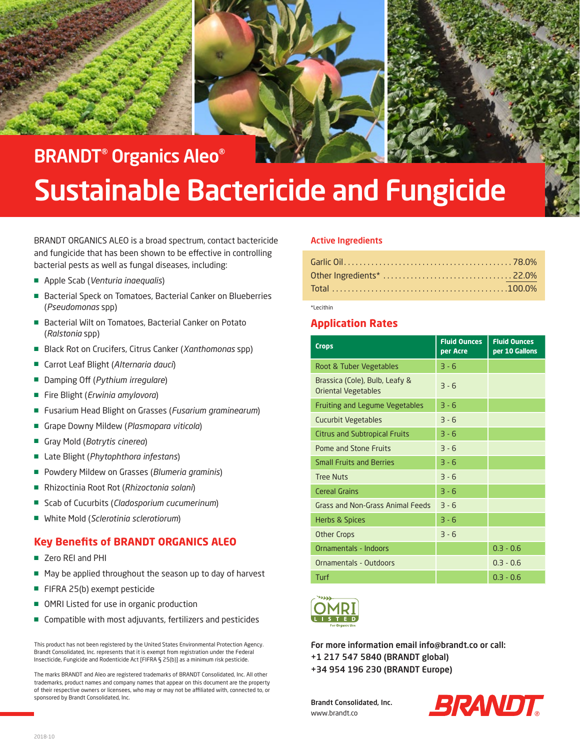## BRANDT® Organics Aleo®

# Sustainable Bactericide and Fungicide

BRANDT ORGANICS ALEO is a broad spectrum, contact bactericide and fungicide that has been shown to be effective in controlling bacterial pests as well as fungal diseases, including:

- Apple Scab (*Venturia inaequalis*)
- Bacterial Speck on Tomatoes, Bacterial Canker on Blueberries (*Pseudomonas* spp)
- Bacterial Wilt on Tomatoes, Bacterial Canker on Potato (*Ralstonia* spp)
- Black Rot on Crucifers, Citrus Canker (*Xanthomonas* spp)
- Carrot Leaf Blight (*Alternaria dauci*)
- Damping Off (*Pythium irregulare*)
- Fire Blight (*Erwinia amylovora*)
- Fusarium Head Blight on Grasses (*Fusarium graminearum*)
- Grape Downy Mildew (*Plasmopara viticola*)
- Gray Mold (*Botrytis cinerea*)
- Late Blight (*Phytophthora infestans*)
- Powdery Mildew on Grasses (*Blumeria graminis*)
- Rhizoctinia Root Rot (*Rhizoctonia solani*)
- Scab of Cucurbits (*Cladosporium cucumerinum*)
- White Mold (*Sclerotinia sclerotiorum*)

### Key Benefits of BRANDT ORGANICS ALEO

- Zero REI and PHI
- May be applied throughout the season up to day of harvest
- FIFRA 25(b) exempt pesticide
- OMRI Listed for use in organic production
- Compatible with most adjuvants, fertilizers and pesticides

This product has not been registered by the United States Environmental Protection Agency. Brandt Consolidated, Inc. represents that it is exempt from registration under the Federal Insecticide, Fungicide and Rodenticide Act [FIFRA § 25(b)] as a minimum risk pesticide.

The marks BRANDT and Aleo are registered trademarks of BRANDT Consolidated, Inc. All other trademarks, product names and company names that appear on this document are the property of their respective owners or licensees, who may or may not be affiliated with, connected to, or sponsored by Brandt Consolidated, Inc.

### Active Ingredients

| | |
|---|---|
| Garlic Oil | 78.0% |
| Other Ingredients* | 22.0% |
| Total | 100.0% |

*Lecithin

### Application Rates

| Crops | Fluid Ounces per Acre | Fluid Ounces per 10 Gallons |
|---|---|---|
| Root & Tuber Vegetables | 3 - 6 | |
| Brassica (Cole), Bulb, Leafy & Oriental Vegetables | 3 - 6 | |
| Fruiting and Legume Vegetables | 3 - 6 | |
| Cucurbit Vegetables | 3 - 6 | |
| Citrus and Subtropical Fruits | 3 - 6 | |
| Pome and Stone Fruits | 3 - 6 | |
| Small Fruits and Berries | 3 - 6 | |
| Tree Nuts | 3 - 6 | |
| Cereal Grains | 3 - 6 | |
| Grass and Non-Grass Animal Feeds | 3 - 6 | |
| Herbs & Spices | 3 - 6 | |
| Other Crops | 3 - 6 | |
| Ornamentals - Indoors | | 0.3 - 0.6 |
| Ornamentals - Outdoors | | 0.3 - 0.6 |
| Turf | | 0.3 - 0.6 |

OMRI LISTED For Organic Use

**For more information email info@brandt.co or call:**
**+1 217 547 5840 (BRANDT global)**
**+34 954 196 230 (BRANDT Europe)**

**Brandt Consolidated, Inc.**
www.brandt.co

BRANDT®

2018-10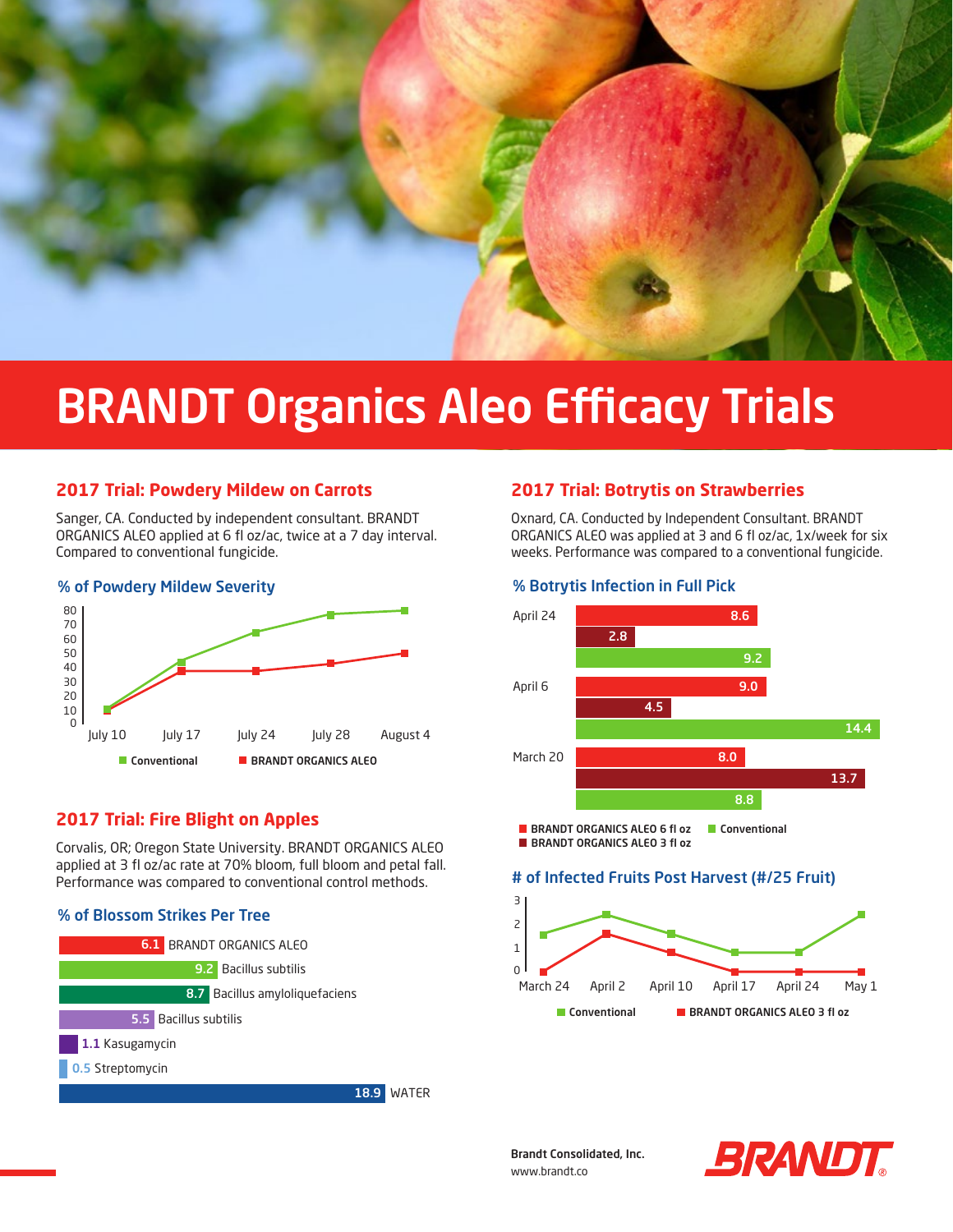# BRANDT Organics Aleo Efficacy Trials

## 2017 Trial: Powdery Mildew on Carrots

Sanger, CA. Conducted by independent consultant. BRANDT ORGANICS ALEO applied at 6 fl oz/ac, twice at a 7 day interval. Compared to conventional fungicide.

### % of Powdery Mildew Severity

80
70
60
50
40
30
20
10
0

July 10 July 17 July 24 July 28 August 4

Conventional BRANDT ORGANICS ALEO

## 2017 Trial: Fire Blight on Apples

Corvalis, OR; Oregon State University. BRANDT ORGANICS ALEO applied at 3 fl oz/ac rate at 70% bloom, full bloom and petal fall. Performance was compared to conventional control methods.

### % of Blossom Strikes Per Tree

6.1 BRANDT ORGANICS ALEO
9.2 Bacillus subtilis
8.7 Bacillus amyloliquefaciens
5.5 Bacillus subtilis
1.1 Kasugamycin
0.5 Streptomycin
18.9 WATER

## 2017 Trial: Botrytis on Strawberries

Oxnard, CA. Conducted by Independent Consultant. BRANDT ORGANICS ALEO was applied at 3 and 6 fl oz/ac, 1x/week for six weeks. Performance was compared to a conventional fungicide.

### % Botrytis Infection in Full Pick

April 24: 8.6, 2.8, 9.2
April 6: 9.0, 4.5, 14.4
March 20: 8.0, 13.7, 8.8

BRANDT ORGANICS ALEO 6 fl oz
BRANDT ORGANICS ALEO 3 fl oz
Conventional

### # of Infected Fruits Post Harvest (#/25 Fruit)

3
2
1
0

March 24 April 2 April 10 April 17 April 24 May 1

Conventional BRANDT ORGANICS ALEO 3 fl oz

**Brandt Consolidated, Inc.**
www.brandt.co